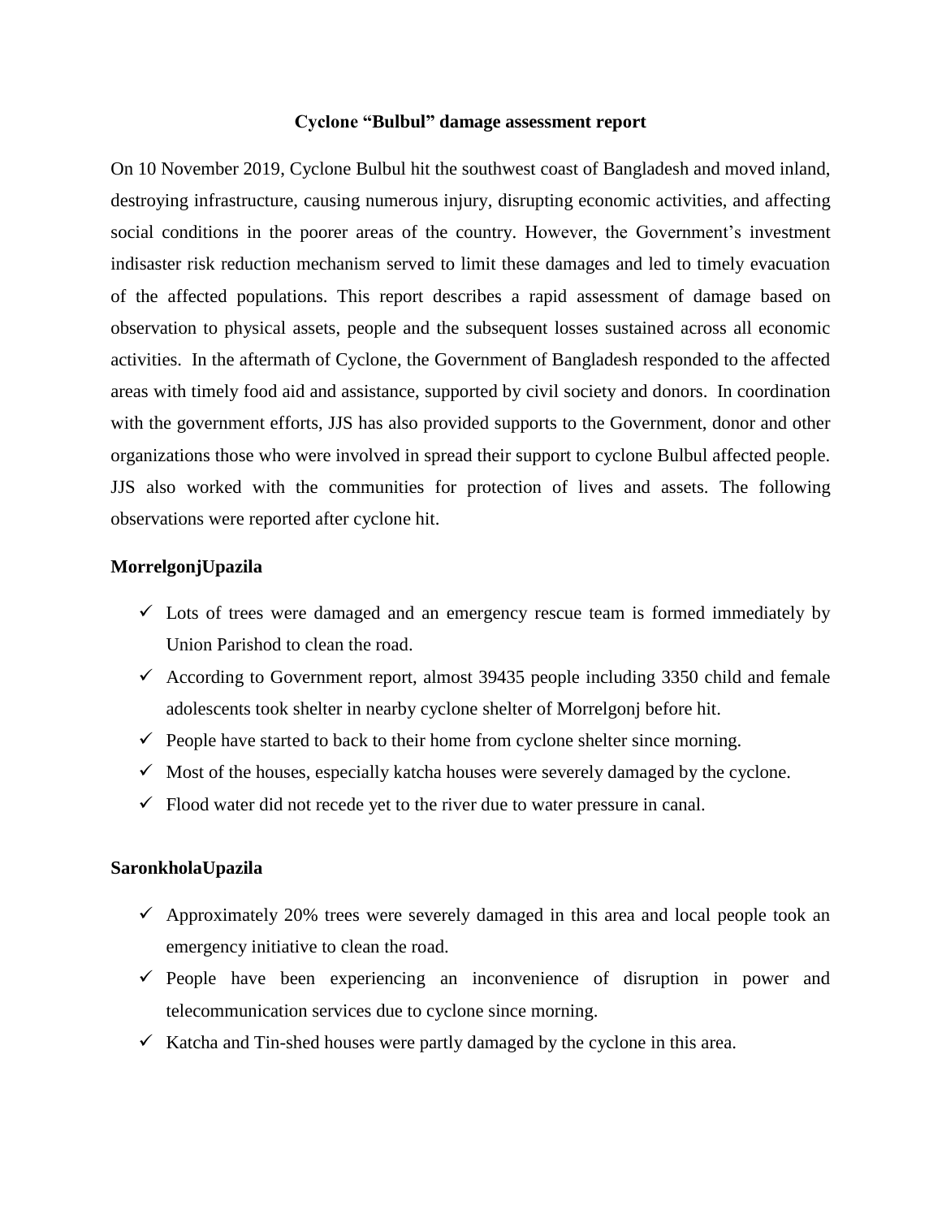# Cyclone "Bulbul" damage assessment report

On 10 November 2019, Cyclone Bulbul hit the southwest coast of Bangladesh and moved inland, destroying infrastructure, causing numerous injury, disrupting economic activities, and affecting social conditions in the poorer areas of the country. However, the Government's investment indisaster risk reduction mechanism served to limit these damages and led to timely evacuation of the affected populations. This report describes a rapid assessment of damage based on observation to physical assets, people and the subsequent losses sustained across all economic activities. In the aftermath of Cyclone, the Government of Bangladesh responded to the affected areas with timely food aid and assistance, supported by civil society and donors. In coordination with the government efforts, JJS has also provided supports to the Government, donor and other organizations those who were involved in spread their support to cyclone Bulbul affected people. JJS also worked with the communities for protection of lives and assets. The following observations were reported after cyclone hit.

## MorrelgonjUpazila

- ✓ Lots of trees were damaged and an emergency rescue team is formed immediately by Union Parishod to clean the road.
- ✓ According to Government report, almost 39435 people including 3350 child and female adolescents took shelter in nearby cyclone shelter of Morrelgonj before hit.
- ✓ People have started to back to their home from cyclone shelter since morning.
- ✓ Most of the houses, especially katcha houses were severely damaged by the cyclone.
- ✓ Flood water did not recede yet to the river due to water pressure in canal.

## SaronkholaUpazila

- ✓ Approximately 20% trees were severely damaged in this area and local people took an emergency initiative to clean the road.
- ✓ People have been experiencing an inconvenience of disruption in power and telecommunication services due to cyclone since morning.
- ✓ Katcha and Tin-shed houses were partly damaged by the cyclone in this area.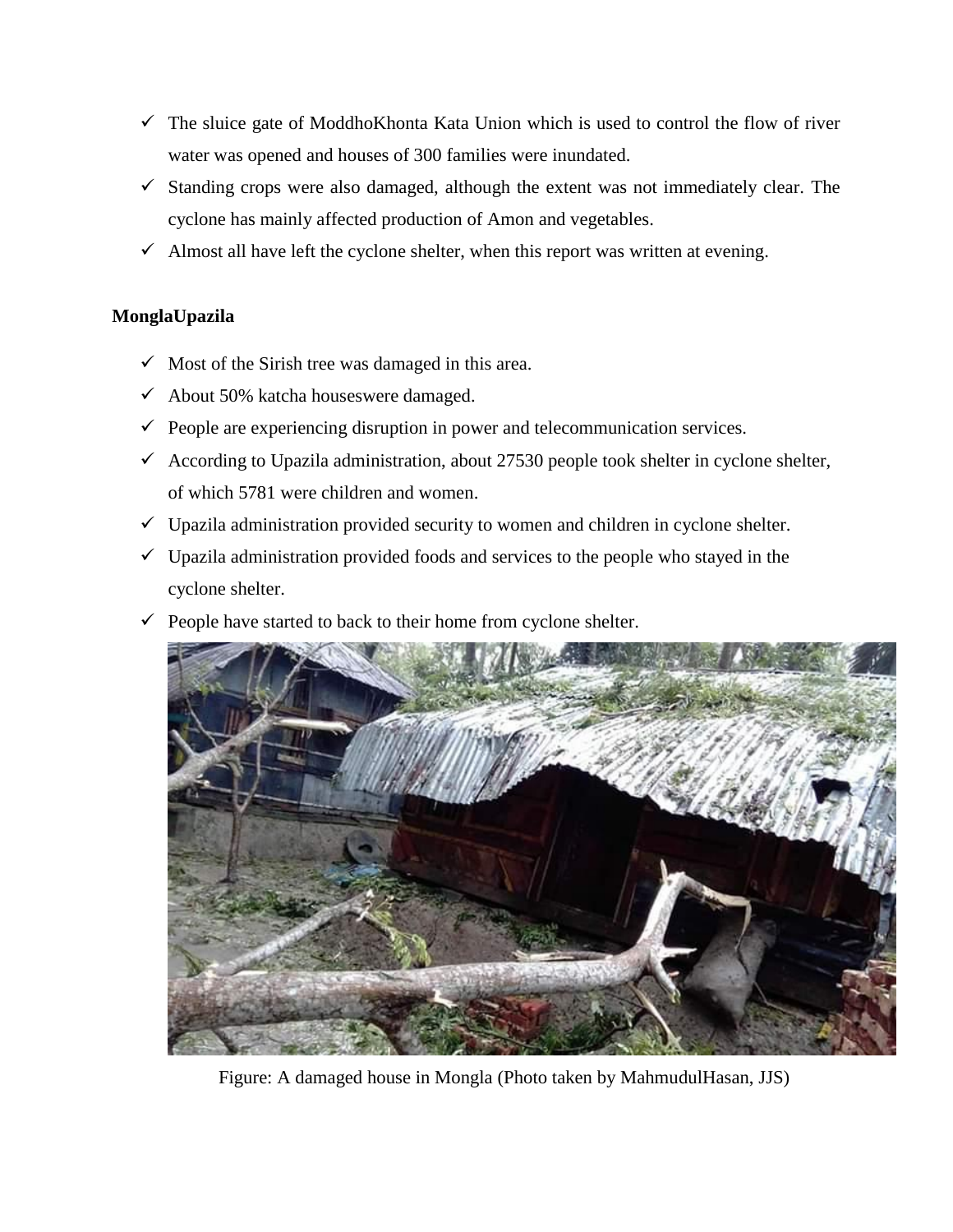- ✓ The sluice gate of ModdhoKhonta Kata Union which is used to control the flow of river water was opened and houses of 300 families were inundated.
- ✓ Standing crops were also damaged, although the extent was not immediately clear. The cyclone has mainly affected production of Amon and vegetables.
- ✓ Almost all have left the cyclone shelter, when this report was written at evening.

**MonglaUpazila**

- ✓ Most of the Sirish tree was damaged in this area.
- ✓ About 50% katcha houseswere damaged.
- ✓ People are experiencing disruption in power and telecommunication services.
- ✓ According to Upazila administration, about 27530 people took shelter in cyclone shelter, of which 5781 were children and women.
- ✓ Upazila administration provided security to women and children in cyclone shelter.
- ✓ Upazila administration provided foods and services to the people who stayed in the cyclone shelter.
- ✓ People have started to back to their home from cyclone shelter.

Figure: A damaged house in Mongla (Photo taken by MahmudulHasan, JJS)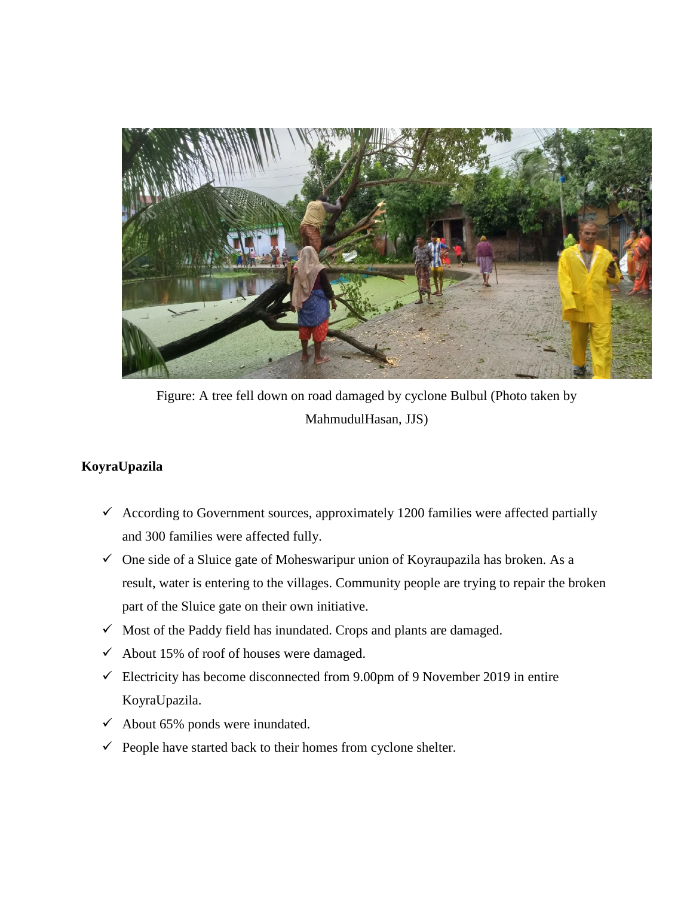Figure: A tree fell down on road damaged by cyclone Bulbul (Photo taken by MahmudulHasan, JJS)

**KoyraUpazila**

- ✓ According to Government sources, approximately 1200 families were affected partially and 300 families were affected fully.
- ✓ One side of a Sluice gate of Moheswaripur union of Koyraupazila has broken. As a result, water is entering to the villages. Community people are trying to repair the broken part of the Sluice gate on their own initiative.
- ✓ Most of the Paddy field has inundated. Crops and plants are damaged.
- ✓ About 15% of roof of houses were damaged.
- ✓ Electricity has become disconnected from 9.00pm of 9 November 2019 in entire KoyraUpazila.
- ✓ About 65% ponds were inundated.
- ✓ People have started back to their homes from cyclone shelter.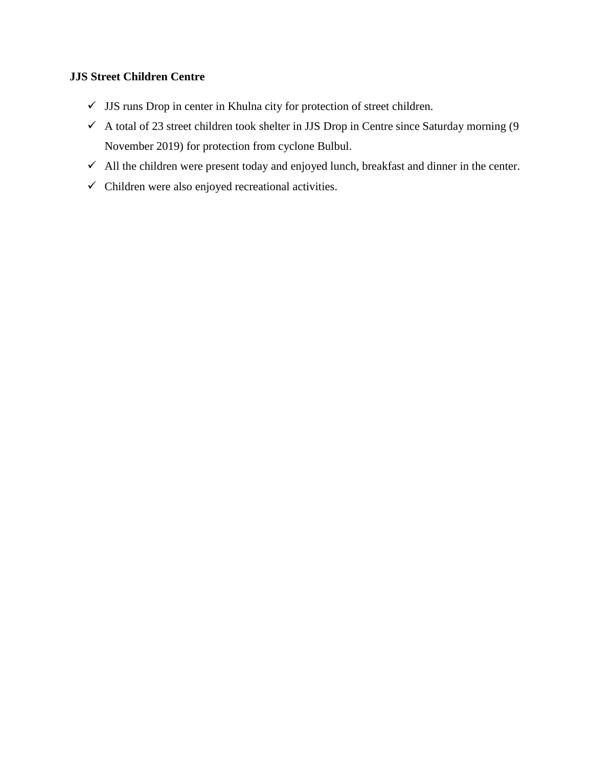**JJS Street Children Centre**

- ✓ JJS runs Drop in center in Khulna city for protection of street children.
- ✓ A total of 23 street children took shelter in JJS Drop in Centre since Saturday morning (9 November 2019) for protection from cyclone Bulbul.
- ✓ All the children were present today and enjoyed lunch, breakfast and dinner in the center.
- ✓ Children were also enjoyed recreational activities.